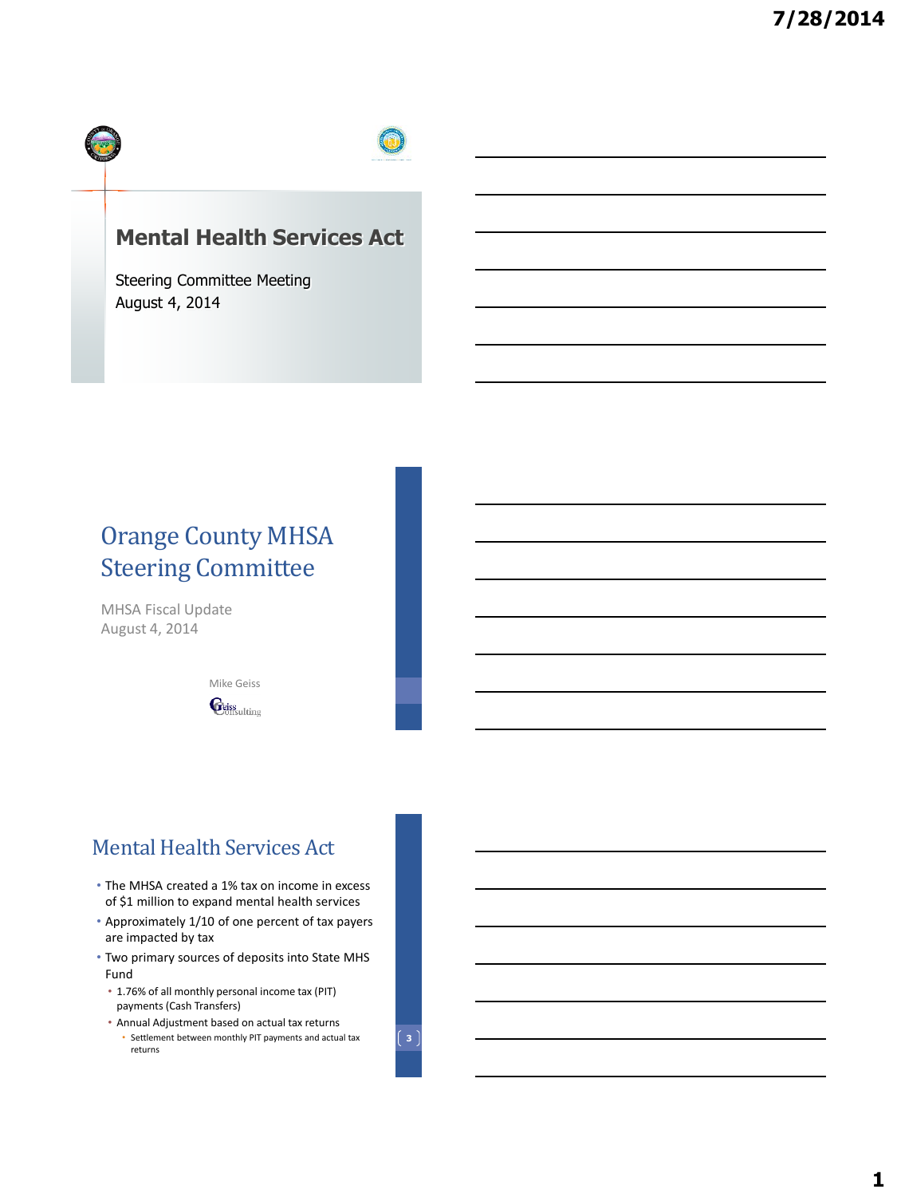# Mental Health Services Act

Steering Committee Meeting
August 4, 2014

## Orange County MHSA Steering Committee

MHSA Fiscal Update
August 4, 2014

Mike Geiss
Geiss Consulting

## Mental Health Services Act

- The MHSA created a 1% tax on income in excess of $1 million to expand mental health services
- Approximately 1/10 of one percent of tax payers are impacted by tax
- Two primary sources of deposits into State MHS Fund
  - 1.76% of all monthly personal income tax (PIT) payments (Cash Transfers)
  - Annual Adjustment based on actual tax returns
    - Settlement between monthly PIT payments and actual tax returns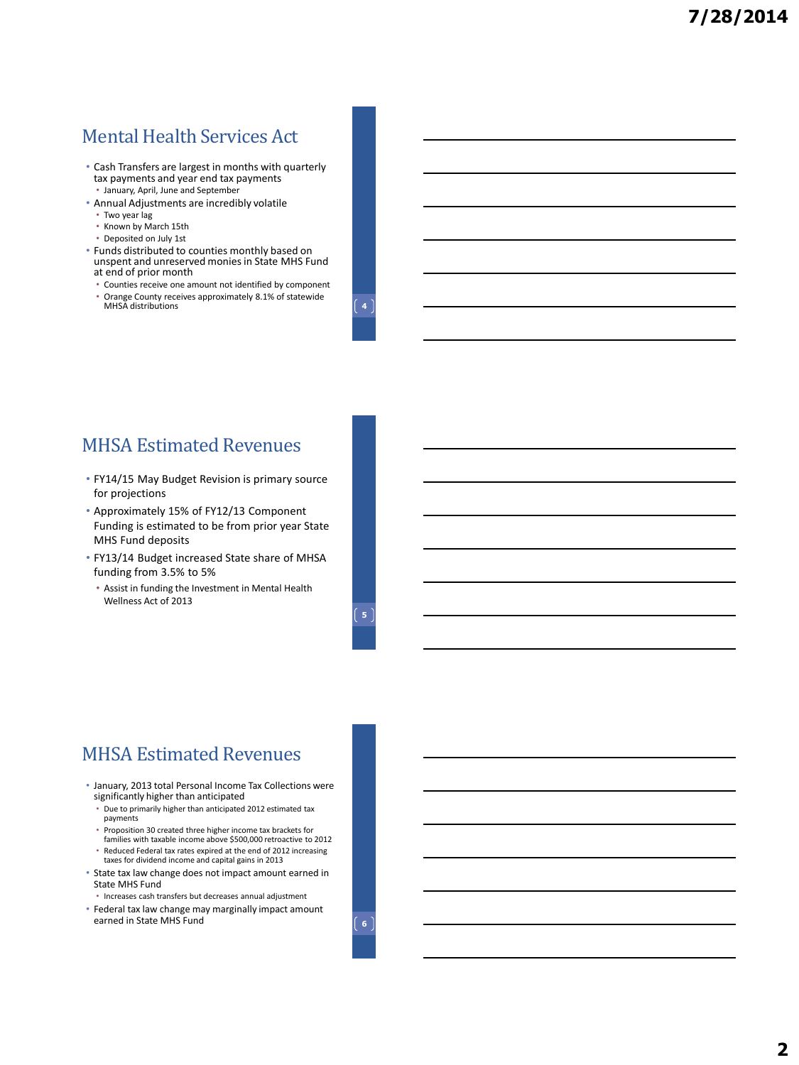## Mental Health Services Act

- Cash Transfers are largest in months with quarterly tax payments and year end tax payments
  - January, April, June and September
- Annual Adjustments are incredibly volatile
  - Two year lag
  - Known by March 15th
  - Deposited on July 1st
- Funds distributed to counties monthly based on unspent and unreserved monies in State MHS Fund at end of prior month
  - Counties receive one amount not identified by component
  - Orange County receives approximately 8.1% of statewide MHSA distributions

## MHSA Estimated Revenues

- FY14/15 May Budget Revision is primary source for projections
- Approximately 15% of FY12/13 Component Funding is estimated to be from prior year State MHS Fund deposits
- FY13/14 Budget increased State share of MHSA funding from 3.5% to 5%
  - Assist in funding the Investment in Mental Health Wellness Act of 2013

## MHSA Estimated Revenues

- January, 2013 total Personal Income Tax Collections were significantly higher than anticipated
  - Due to primarily higher than anticipated 2012 estimated tax payments
  - Proposition 30 created three higher income tax brackets for families with taxable income above $500,000 retroactive to 2012
  - Reduced Federal tax rates expired at the end of 2012 increasing taxes for dividend income and capital gains in 2013
- State tax law change does not impact amount earned in State MHS Fund
  - Increases cash transfers but decreases annual adjustment
- Federal tax law change may marginally impact amount earned in State MHS Fund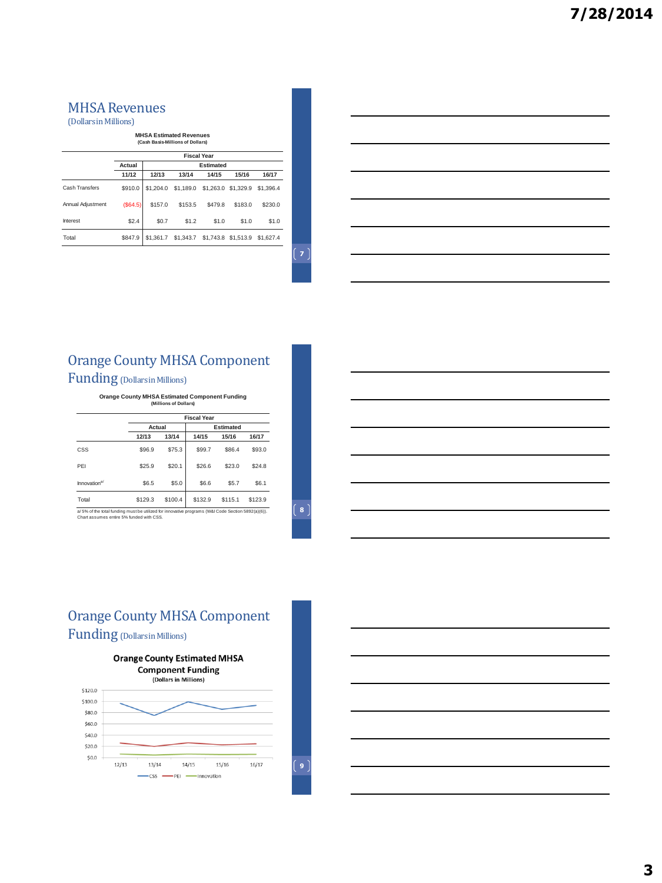## MHSA Revenues
(Dollars in Millions)

**MHSA Estimated Revenues**
**(Cash Basis-Millions of Dollars)**

| | Fiscal Year | | | | | |
|---|---|---|---|---|---|---|
| | Actual | Estimated | | | | |
| | 11/12 | 12/13 | 13/14 | 14/15 | 15/16 | 16/17 |
| Cash Transfers | $910.0 | $1,204.0 | $1,189.0 | $1,263.0 | $1,329.9 | $1,396.4 |
| Annual Adjustment | ($64.5) | $157.0 | $153.5 | $479.8 | $183.0 | $230.0 |
| Interest | $2.4 | $0.7 | $1.2 | $1.0 | $1.0 | $1.0 |
| Total | $847.9 | $1,361.7 | $1,343.7 | $1,743.8 | $1,513.9 | $1,627.4 |

## Orange County MHSA Component Funding (Dollars in Millions)

**Orange County MHSA Estimated Component Funding**
**(Millions of Dollars)**

| | Fiscal Year | | | | |
|---|---|---|---|---|---|
| | Actual | | Estimated | | |
| | 12/13 | 13/14 | 14/15 | 15/16 | 16/17 |
| CSS | $96.9 | $75.3 | $99.7 | $86.4 | $93.0 |
| PEI | $25.9 | $20.1 | $26.6 | $23.0 | $24.8 |
| Innovation[a/] | $6.5 | $5.0 | $6.6 | $5.7 | $6.1 |
| Total | $129.3 | $100.4 | $132.9 | $115.1 | $123.9 |

a/ 5% of the total funding must be utilized for innovative programs (W&I Code Section 5892(a)(6)). Chart assumes entire 5% funded with CSS.

## Orange County MHSA Component Funding (Dollars in Millions)

**Orange County Estimated MHSA Component Funding**
**(Dollars in Millions)**

| | 12/13 | 13/14 | 14/15 | 15/16 | 16/17 |
|---|---|---|---|---|---|
| CSS | $96.9 | $75.3 | $99.7 | $86.4 | $93.0 |
| PEI | $25.9 | $20.1 | $26.6 | $23.0 | $24.8 |
| Innovation | $6.5 | $5.0 | $6.6 | $5.7 | $6.1 |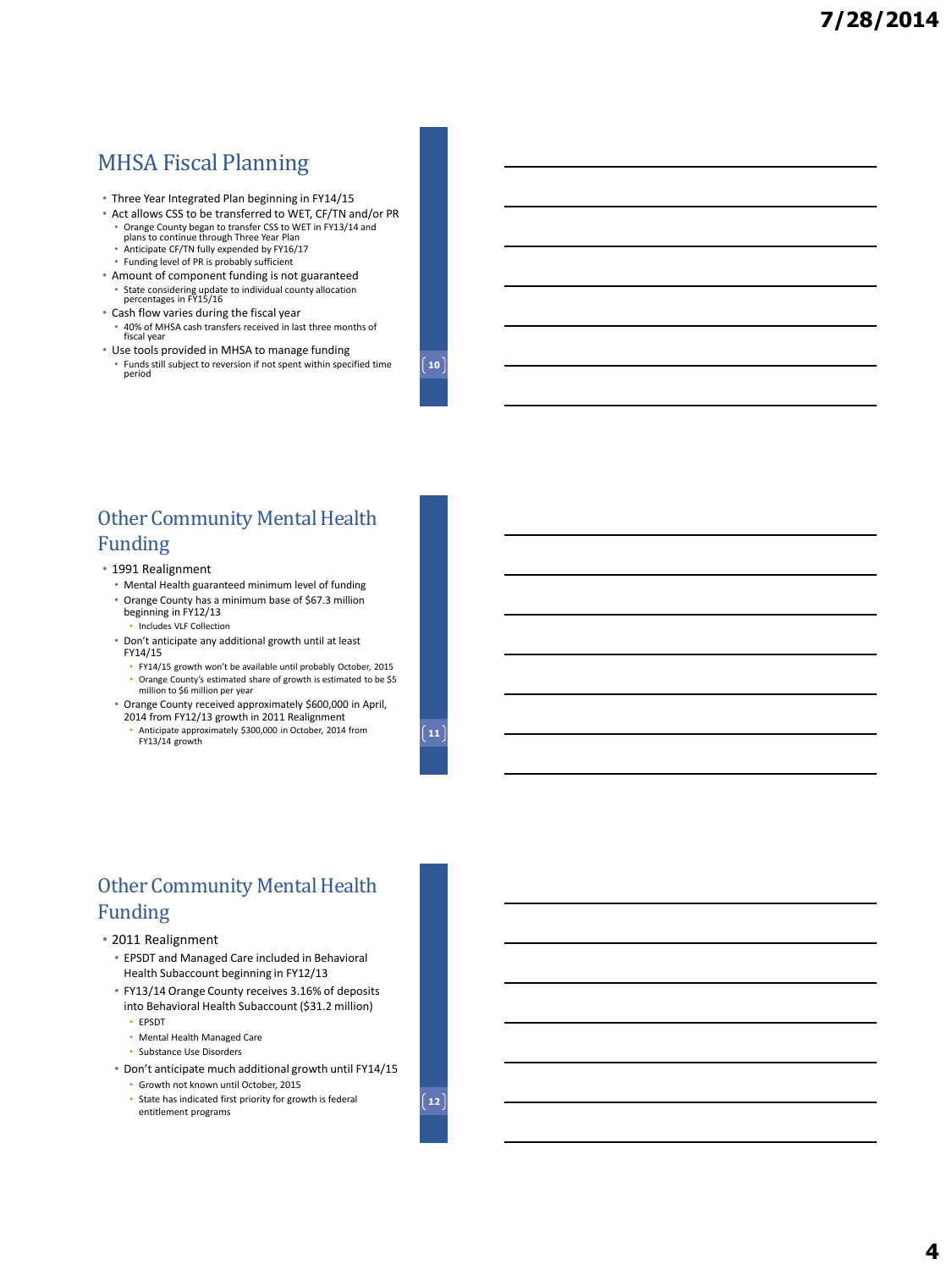## MHSA Fiscal Planning

- Three Year Integrated Plan beginning in FY14/15
- Act allows CSS to be transferred to WET, CF/TN and/or PR
  - Orange County began to transfer CSS to WET in FY13/14 and plans to continue through Three Year Plan
  - Anticipate CF/TN fully expended by FY16/17
  - Funding level of PR is probably sufficient
- Amount of component funding is not guaranteed
  - State considering update to individual county allocation percentages in FY15/16
- Cash flow varies during the fiscal year
  - 40% of MHSA cash transfers received in last three months of fiscal year
- Use tools provided in MHSA to manage funding
  - Funds still subject to reversion if not spent within specified time period

## Other Community Mental Health Funding

- 1991 Realignment
  - Mental Health guaranteed minimum level of funding
  - Orange County has a minimum base of $67.3 million beginning in FY12/13
    - Includes VLF Collection
  - Don't anticipate any additional growth until at least FY14/15
    - FY14/15 growth won't be available until probably October, 2015
    - Orange County's estimated share of growth is estimated to be $5 million to $6 million per year
  - Orange County received approximately $600,000 in April, 2014 from FY12/13 growth in 2011 Realignment
    - Anticipate approximately $300,000 in October, 2014 from FY13/14 growth

## Other Community Mental Health Funding

- 2011 Realignment
  - EPSDT and Managed Care included in Behavioral Health Subaccount beginning in FY12/13
  - FY13/14 Orange County receives 3.16% of deposits into Behavioral Health Subaccount ($31.2 million)
    - EPSDT
    - Mental Health Managed Care
    - Substance Use Disorders
  - Don't anticipate much additional growth until FY14/15
    - Growth not known until October, 2015
    - State has indicated first priority for growth is federal entitlement programs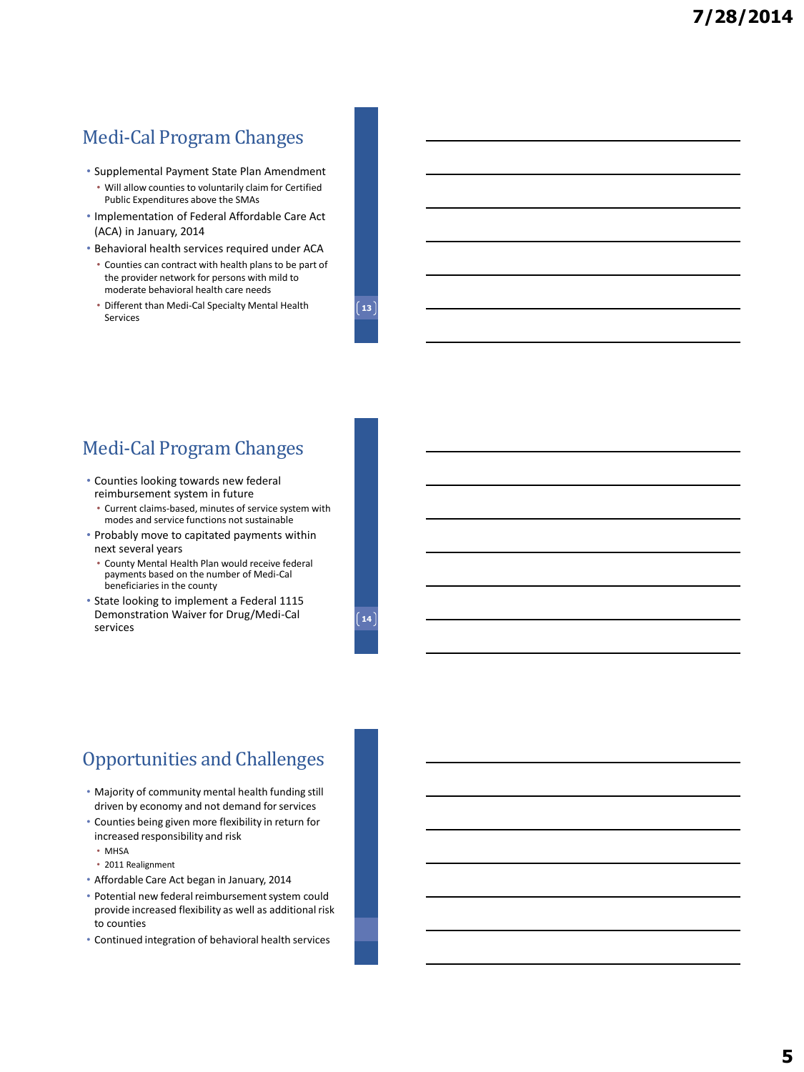## Medi-Cal Program Changes

- Supplemental Payment State Plan Amendment
  - Will allow counties to voluntarily claim for Certified Public Expenditures above the SMAs
- Implementation of Federal Affordable Care Act (ACA) in January, 2014
- Behavioral health services required under ACA
  - Counties can contract with health plans to be part of the provider network for persons with mild to moderate behavioral health care needs
  - Different than Medi-Cal Specialty Mental Health Services

## Medi-Cal Program Changes

- Counties looking towards new federal reimbursement system in future
  - Current claims-based, minutes of service system with modes and service functions not sustainable
- Probably move to capitated payments within next several years
  - County Mental Health Plan would receive federal payments based on the number of Medi-Cal beneficiaries in the county
- State looking to implement a Federal 1115 Demonstration Waiver for Drug/Medi-Cal services

## Opportunities and Challenges

- Majority of community mental health funding still driven by economy and not demand for services
- Counties being given more flexibility in return for increased responsibility and risk
  - MHSA
  - 2011 Realignment
- Affordable Care Act began in January, 2014
- Potential new federal reimbursement system could provide increased flexibility as well as additional risk to counties
- Continued integration of behavioral health services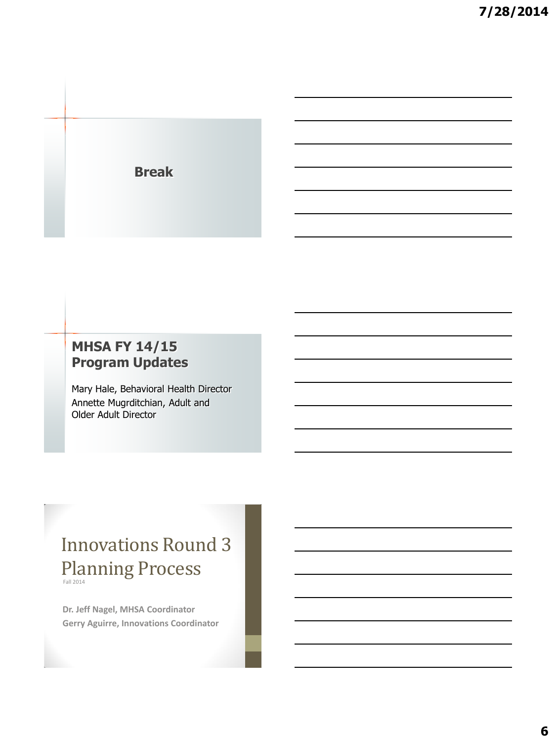## Break

## MHSA FY 14/15 Program Updates

Mary Hale, Behavioral Health Director
Annette Mugrditchian, Adult and Older Adult Director

## Innovations Round 3 Planning Process

Fall 2014

**Dr. Jeff Nagel, MHSA Coordinator**
**Gerry Aguirre, Innovations Coordinator**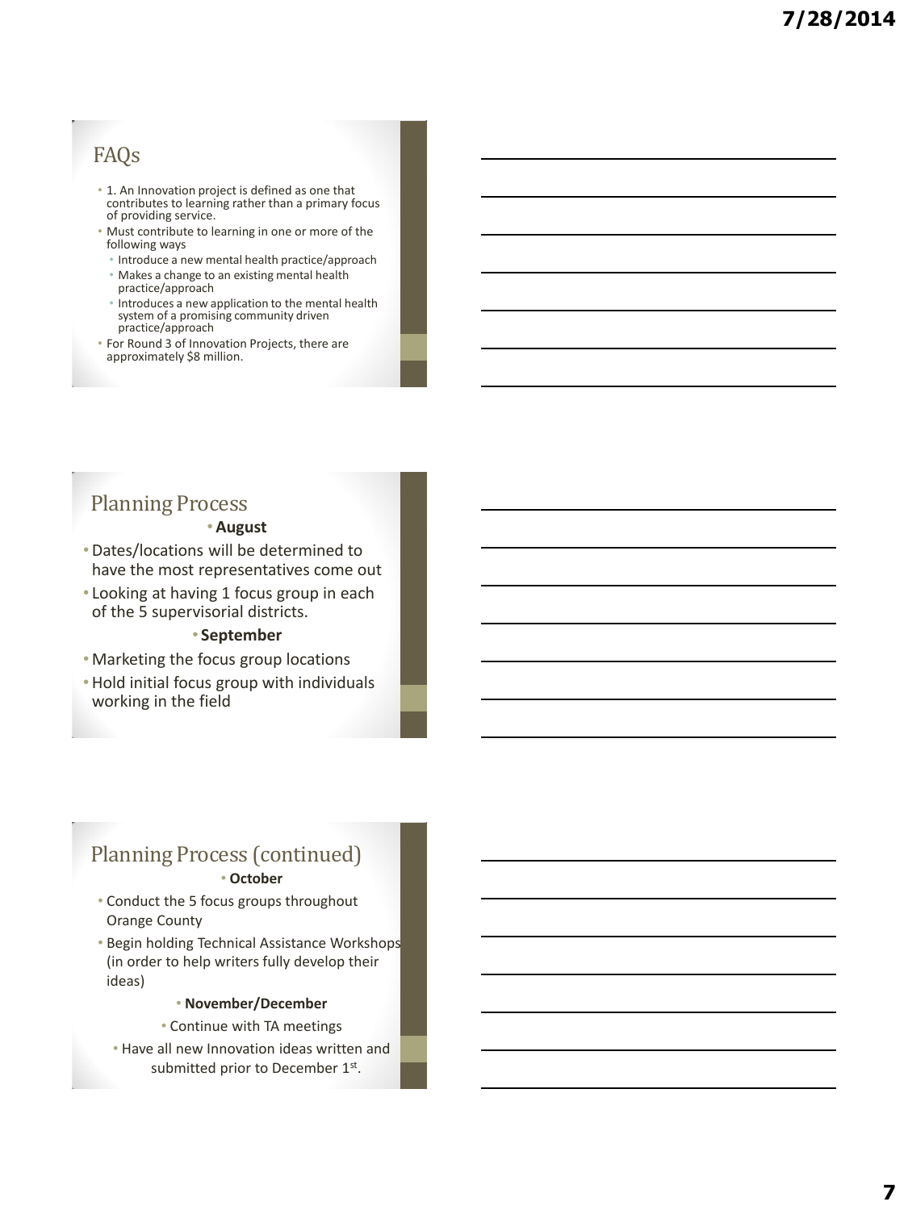## FAQs

- 1. An Innovation project is defined as one that contributes to learning rather than a primary focus of providing service.
- Must contribute to learning in one or more of the following ways
  - Introduce a new mental health practice/approach
  - Makes a change to an existing mental health practice/approach
  - Introduces a new application to the mental health system of a promising community driven practice/approach
- For Round 3 of Innovation Projects, there are approximately $8 million.

## Planning Process

- **August**
- Dates/locations will be determined to have the most representatives come out
- Looking at having 1 focus group in each of the 5 supervisorial districts.
- **September**
- Marketing the focus group locations
- Hold initial focus group with individuals working in the field

## Planning Process (continued)

- **October**
- Conduct the 5 focus groups throughout Orange County
- Begin holding Technical Assistance Workshops (in order to help writers fully develop their ideas)
- **November/December**
- Continue with TA meetings
- Have all new Innovation ideas written and submitted prior to December 1st.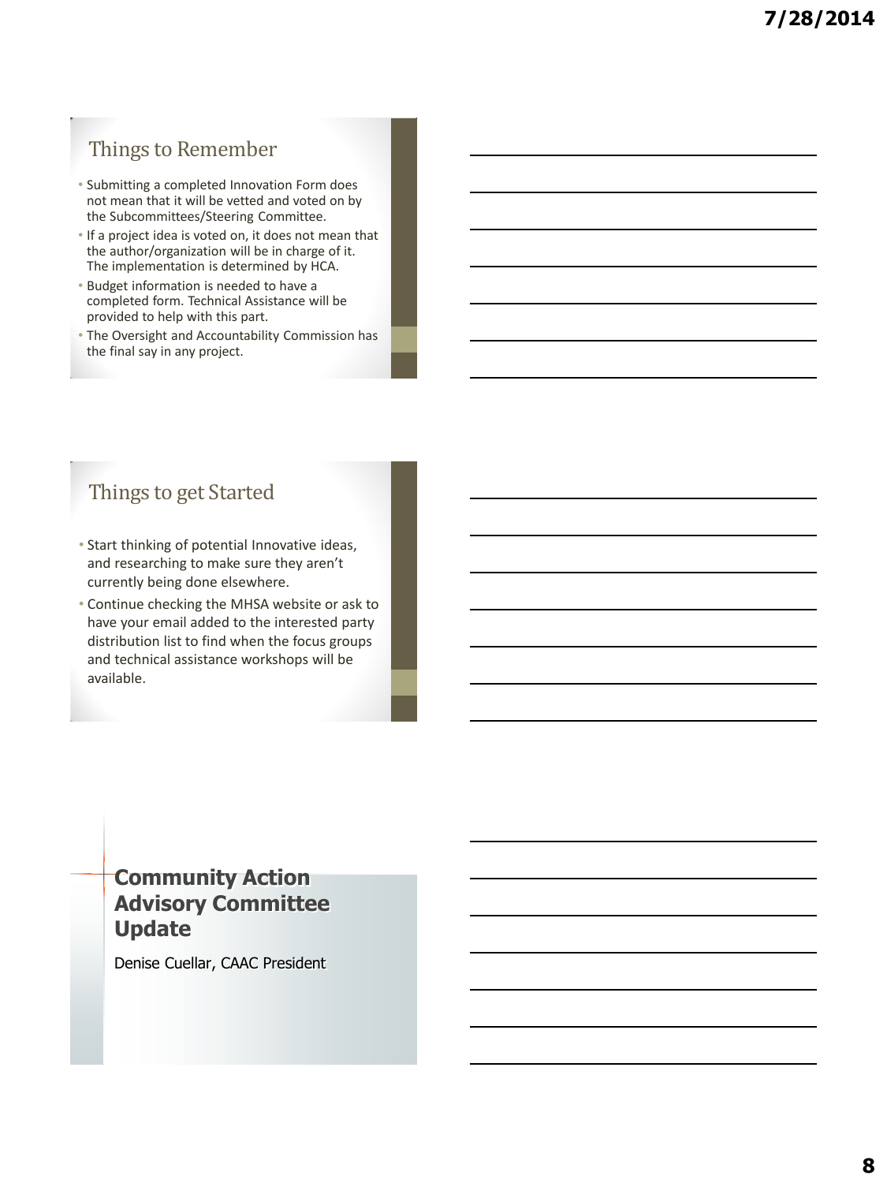## Things to Remember

- Submitting a completed Innovation Form does not mean that it will be vetted and voted on by the Subcommittees/Steering Committee.
- If a project idea is voted on, it does not mean that the author/organization will be in charge of it. The implementation is determined by HCA.
- Budget information is needed to have a completed form. Technical Assistance will be provided to help with this part.
- The Oversight and Accountability Commission has the final say in any project.

## Things to get Started

- Start thinking of potential Innovative ideas, and researching to make sure they aren't currently being done elsewhere.
- Continue checking the MHSA website or ask to have your email added to the interested party distribution list to find when the focus groups and technical assistance workshops will be available.

# Community Action Advisory Committee Update

Denise Cuellar, CAAC President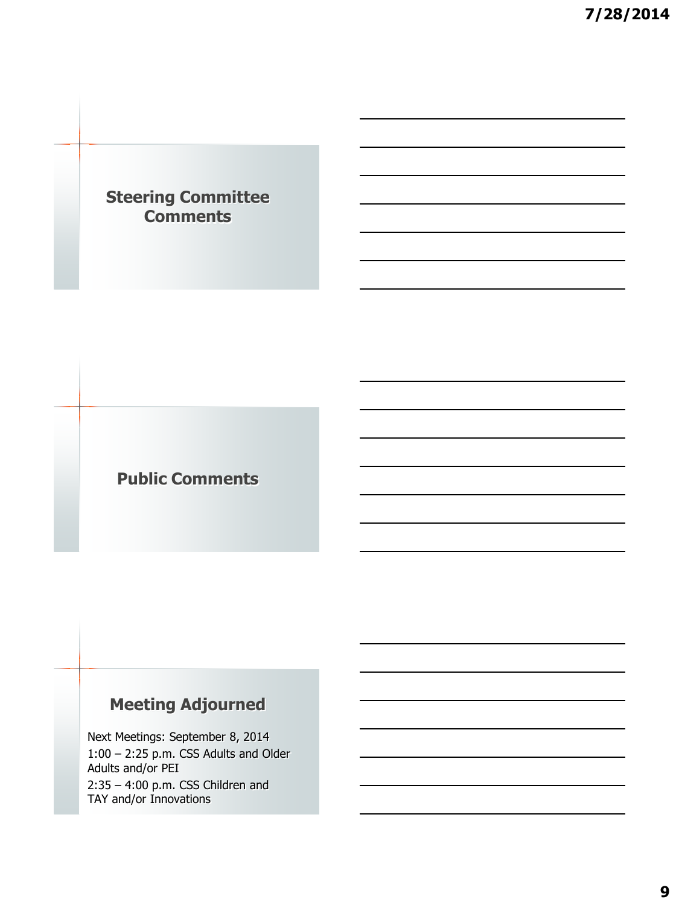## Steering Committee Comments

## Public Comments

## Meeting Adjourned

Next Meetings: September 8, 2014

1:00 – 2:25 p.m. CSS Adults and Older Adults and/or PEI

2:35 – 4:00 p.m. CSS Children and TAY and/or Innovations